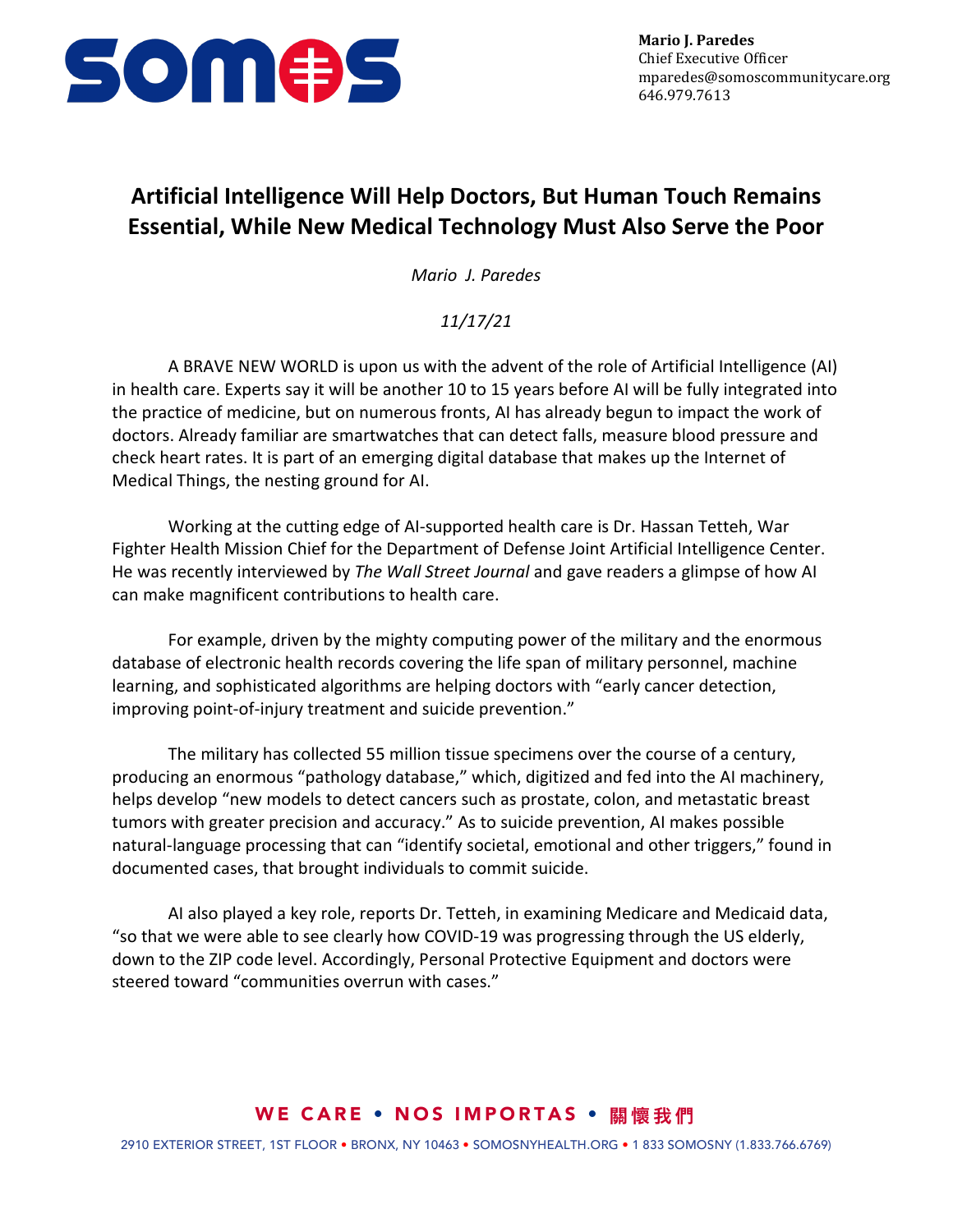**Mario J. Paredes**
Chief Executive Officer
mparedes@somoscommunitycare.org
646.979.7613

# Artificial Intelligence Will Help Doctors, But Human Touch Remains Essential, While New Medical Technology Must Also Serve the Poor

*Mario J. Paredes*

*11/17/21*

A BRAVE NEW WORLD is upon us with the advent of the role of Artificial Intelligence (AI) in health care. Experts say it will be another 10 to 15 years before AI will be fully integrated into the practice of medicine, but on numerous fronts, AI has already begun to impact the work of doctors. Already familiar are smartwatches that can detect falls, measure blood pressure and check heart rates. It is part of an emerging digital database that makes up the Internet of Medical Things, the nesting ground for AI.

Working at the cutting edge of AI-supported health care is Dr. Hassan Tetteh, War Fighter Health Mission Chief for the Department of Defense Joint Artificial Intelligence Center. He was recently interviewed by *The Wall Street Journal* and gave readers a glimpse of how AI can make magnificent contributions to health care.

For example, driven by the mighty computing power of the military and the enormous database of electronic health records covering the life span of military personnel, machine learning, and sophisticated algorithms are helping doctors with "early cancer detection, improving point-of-injury treatment and suicide prevention."

The military has collected 55 million tissue specimens over the course of a century, producing an enormous "pathology database," which, digitized and fed into the AI machinery, helps develop "new models to detect cancers such as prostate, colon, and metastatic breast tumors with greater precision and accuracy." As to suicide prevention, AI makes possible natural-language processing that can "identify societal, emotional and other triggers," found in documented cases, that brought individuals to commit suicide.

AI also played a key role, reports Dr. Tetteh, in examining Medicare and Medicaid data, "so that we were able to see clearly how COVID-19 was progressing through the US elderly, down to the ZIP code level. Accordingly, Personal Protective Equipment and doctors were steered toward "communities overrun with cases."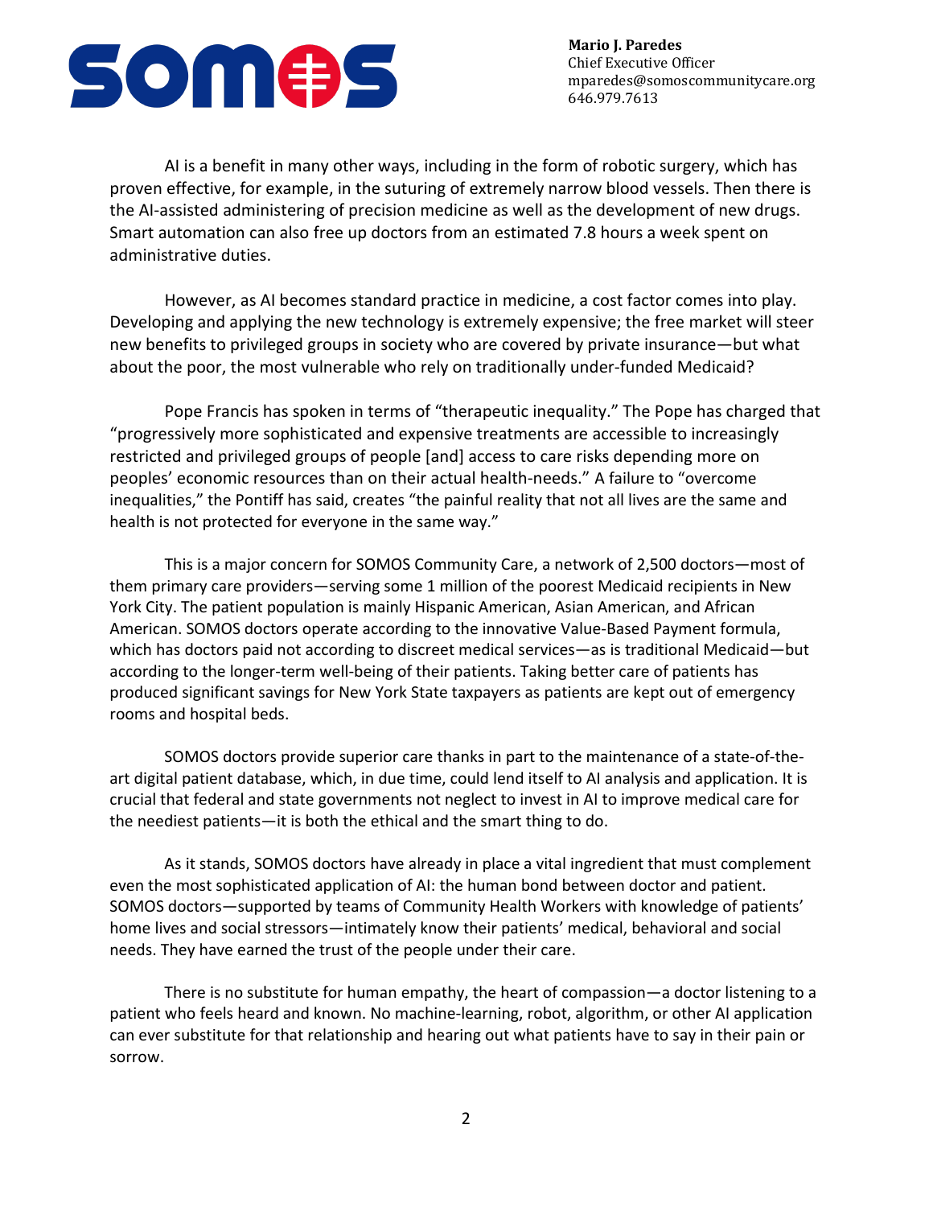AI is a benefit in many other ways, including in the form of robotic surgery, which has proven effective, for example, in the suturing of extremely narrow blood vessels. Then there is the AI-assisted administering of precision medicine as well as the development of new drugs. Smart automation can also free up doctors from an estimated 7.8 hours a week spent on administrative duties.

However, as AI becomes standard practice in medicine, a cost factor comes into play. Developing and applying the new technology is extremely expensive; the free market will steer new benefits to privileged groups in society who are covered by private insurance—but what about the poor, the most vulnerable who rely on traditionally under-funded Medicaid?

Pope Francis has spoken in terms of "therapeutic inequality." The Pope has charged that "progressively more sophisticated and expensive treatments are accessible to increasingly restricted and privileged groups of people [and] access to care risks depending more on peoples' economic resources than on their actual health-needs." A failure to "overcome inequalities," the Pontiff has said, creates "the painful reality that not all lives are the same and health is not protected for everyone in the same way."

This is a major concern for SOMOS Community Care, a network of 2,500 doctors—most of them primary care providers—serving some 1 million of the poorest Medicaid recipients in New York City. The patient population is mainly Hispanic American, Asian American, and African American. SOMOS doctors operate according to the innovative Value-Based Payment formula, which has doctors paid not according to discreet medical services—as is traditional Medicaid—but according to the longer-term well-being of their patients. Taking better care of patients has produced significant savings for New York State taxpayers as patients are kept out of emergency rooms and hospital beds.

SOMOS doctors provide superior care thanks in part to the maintenance of a state-of-the-art digital patient database, which, in due time, could lend itself to AI analysis and application. It is crucial that federal and state governments not neglect to invest in AI to improve medical care for the neediest patients—it is both the ethical and the smart thing to do.

As it stands, SOMOS doctors have already in place a vital ingredient that must complement even the most sophisticated application of AI: the human bond between doctor and patient. SOMOS doctors—supported by teams of Community Health Workers with knowledge of patients' home lives and social stressors—intimately know their patients' medical, behavioral and social needs. They have earned the trust of the people under their care.

There is no substitute for human empathy, the heart of compassion—a doctor listening to a patient who feels heard and known. No machine-learning, robot, algorithm, or other AI application can ever substitute for that relationship and hearing out what patients have to say in their pain or sorrow.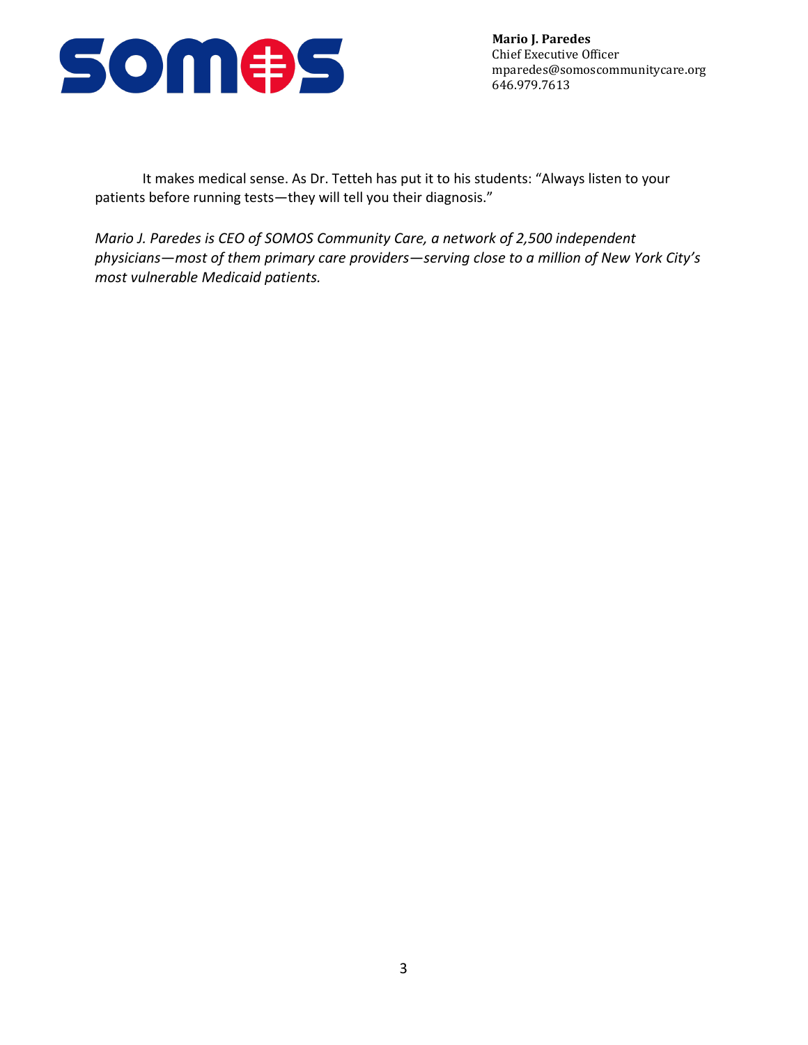It makes medical sense. As Dr. Tetteh has put it to his students: "Always listen to your patients before running tests—they will tell you their diagnosis."

*Mario J. Paredes is CEO of SOMOS Community Care, a network of 2,500 independent physicians—most of them primary care providers—serving close to a million of New York City's most vulnerable Medicaid patients.*